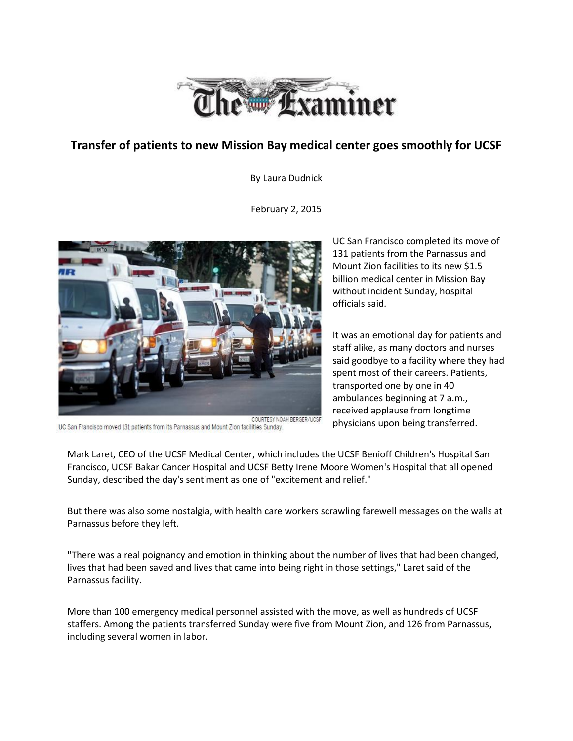# The Examiner

## Transfer of patients to new Mission Bay medical center goes smoothly for UCSF

By Laura Dudnick

February 2, 2015

COURTESY NOAH BERGER/UCSF

UC San Francisco moved 131 patients from its Parnassus and Mount Zion facilities Sunday.

UC San Francisco completed its move of 131 patients from the Parnassus and Mount Zion facilities to its new $1.5 billion medical center in Mission Bay without incident Sunday, hospital officials said.

It was an emotional day for patients and staff alike, as many doctors and nurses said goodbye to a facility where they had spent most of their careers. Patients, transported one by one in 40 ambulances beginning at 7 a.m., received applause from longtime physicians upon being transferred.

Mark Laret, CEO of the UCSF Medical Center, which includes the UCSF Benioff Children's Hospital San Francisco, UCSF Bakar Cancer Hospital and UCSF Betty Irene Moore Women's Hospital that all opened Sunday, described the day's sentiment as one of "excitement and relief."

But there was also some nostalgia, with health care workers scrawling farewell messages on the walls at Parnassus before they left.

"There was a real poignancy and emotion in thinking about the number of lives that had been changed, lives that had been saved and lives that came into being right in those settings," Laret said of the Parnassus facility.

More than 100 emergency medical personnel assisted with the move, as well as hundreds of UCSF staffers. Among the patients transferred Sunday were five from Mount Zion, and 126 from Parnassus, including several women in labor.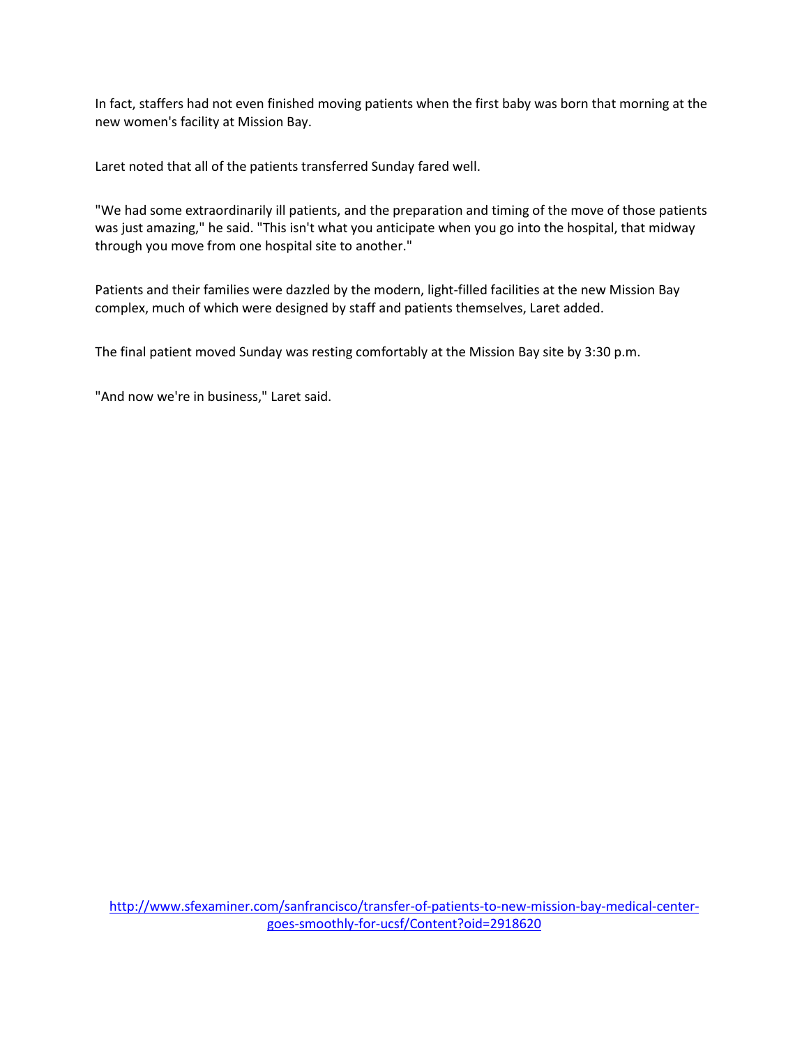In fact, staffers had not even finished moving patients when the first baby was born that morning at the new women's facility at Mission Bay.

Laret noted that all of the patients transferred Sunday fared well.

"We had some extraordinarily ill patients, and the preparation and timing of the move of those patients was just amazing," he said. "This isn't what you anticipate when you go into the hospital, that midway through you move from one hospital site to another."

Patients and their families were dazzled by the modern, light-filled facilities at the new Mission Bay complex, much of which were designed by staff and patients themselves, Laret added.

The final patient moved Sunday was resting comfortably at the Mission Bay site by 3:30 p.m.

"And now we're in business," Laret said.

http://www.sfexaminer.com/sanfrancisco/transfer-of-patients-to-new-mission-bay-medical-center-goes-smoothly-for-ucsf/Content?oid=2918620